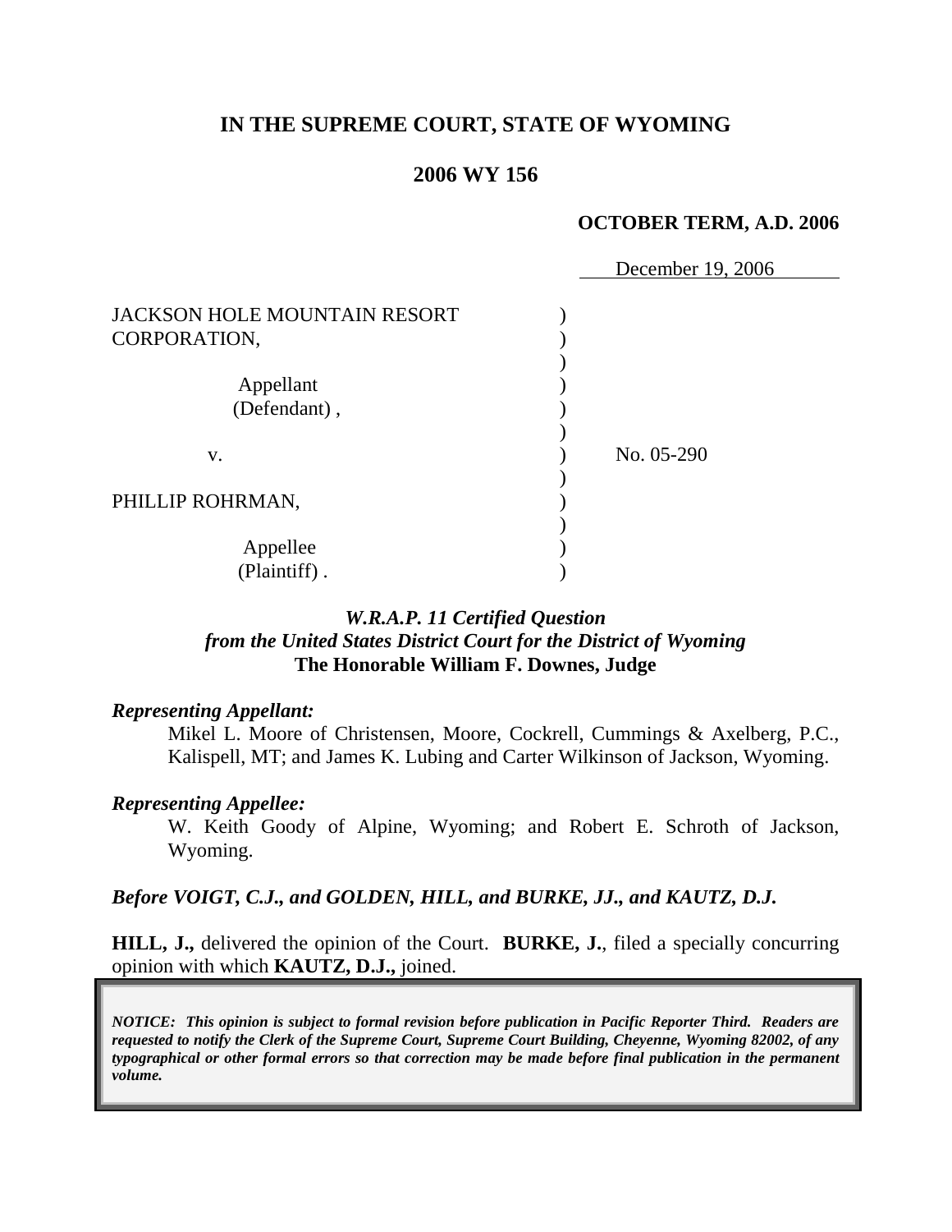# IN THE SUPREME COURT, STATE OF WYOMING

## 2006 WY 156

**OCTOBER TERM, A.D. 2006**

December 19, 2006

JACKSON HOLE MOUNTAIN RESORT CORPORATION,

Appellant (Defendant),

v.

PHILLIP ROHRMAN,

Appellee (Plaintiff).

No. 05-290

***W.R.A.P. 11 Certified Question from the United States District Court for the District of Wyoming***
**The Honorable William F. Downes, Judge**

***Representing Appellant:***

Mikel L. Moore of Christensen, Moore, Cockrell, Cummings & Axelberg, P.C., Kalispell, MT; and James K. Lubing and Carter Wilkinson of Jackson, Wyoming.

***Representing Appellee:***

W. Keith Goody of Alpine, Wyoming; and Robert E. Schroth of Jackson, Wyoming.

***Before VOIGT, C.J., and GOLDEN, HILL, and BURKE, JJ., and KAUTZ, D.J.***

**HILL, J.,** delivered the opinion of the Court. **BURKE, J.**, filed a specially concurring opinion with which **KAUTZ, D.J.,** joined.

***NOTICE: This opinion is subject to formal revision before publication in Pacific Reporter Third. Readers are requested to notify the Clerk of the Supreme Court, Supreme Court Building, Cheyenne, Wyoming 82002, of any typographical or other formal errors so that correction may be made before final publication in the permanent volume.***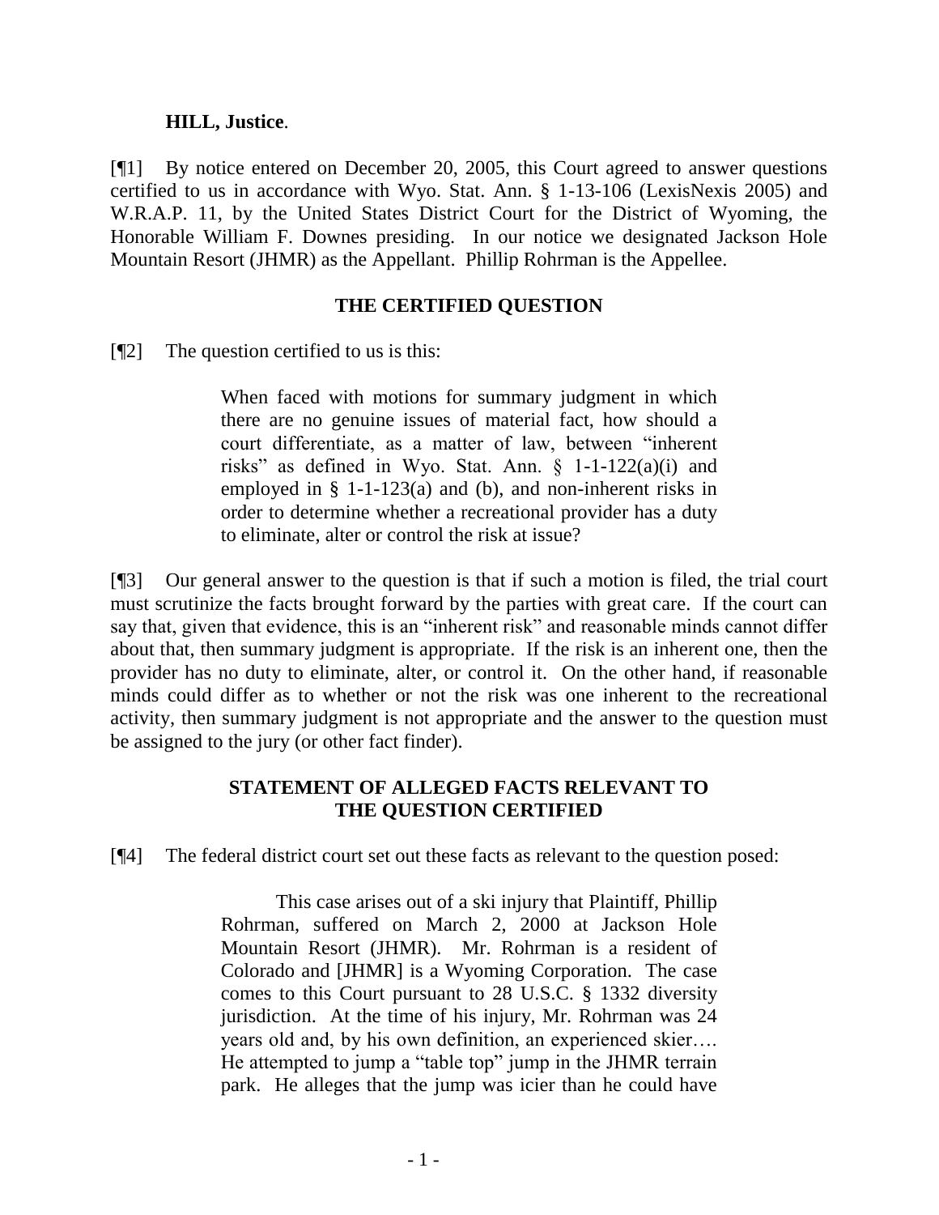**HILL, Justice**.

[¶1] By notice entered on December 20, 2005, this Court agreed to answer questions certified to us in accordance with Wyo. Stat. Ann. § 1-13-106 (LexisNexis 2005) and W.R.A.P. 11, by the United States District Court for the District of Wyoming, the Honorable William F. Downes presiding. In our notice we designated Jackson Hole Mountain Resort (JHMR) as the Appellant. Phillip Rohrman is the Appellee.

## THE CERTIFIED QUESTION

[¶2] The question certified to us is this:

> When faced with motions for summary judgment in which there are no genuine issues of material fact, how should a court differentiate, as a matter of law, between "inherent risks" as defined in Wyo. Stat. Ann. § 1-1-122(a)(i) and employed in § 1-1-123(a) and (b), and non-inherent risks in order to determine whether a recreational provider has a duty to eliminate, alter or control the risk at issue?

[¶3] Our general answer to the question is that if such a motion is filed, the trial court must scrutinize the facts brought forward by the parties with great care. If the court can say that, given that evidence, this is an "inherent risk" and reasonable minds cannot differ about that, then summary judgment is appropriate. If the risk is an inherent one, then the provider has no duty to eliminate, alter, or control it. On the other hand, if reasonable minds could differ as to whether or not the risk was one inherent to the recreational activity, then summary judgment is not appropriate and the answer to the question must be assigned to the jury (or other fact finder).

## STATEMENT OF ALLEGED FACTS RELEVANT TO THE QUESTION CERTIFIED

[¶4] The federal district court set out these facts as relevant to the question posed:

> This case arises out of a ski injury that Plaintiff, Phillip Rohrman, suffered on March 2, 2000 at Jackson Hole Mountain Resort (JHMR). Mr. Rohrman is a resident of Colorado and [JHMR] is a Wyoming Corporation. The case comes to this Court pursuant to 28 U.S.C. § 1332 diversity jurisdiction. At the time of his injury, Mr. Rohrman was 24 years old and, by his own definition, an experienced skier…. He attempted to jump a "table top" jump in the JHMR terrain park. He alleges that the jump was icier than he could have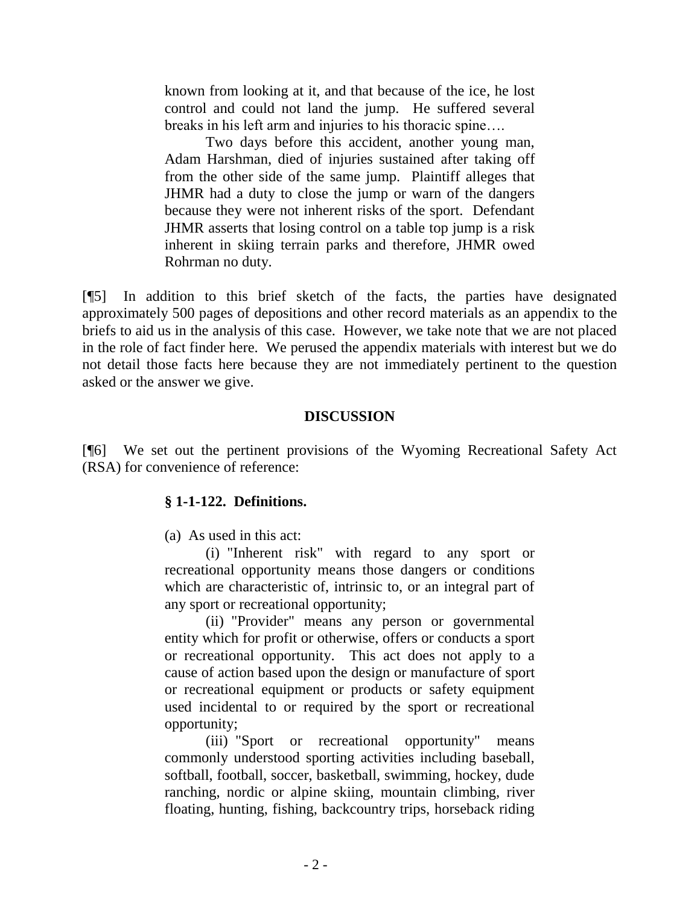> known from looking at it, and that because of the ice, he lost control and could not land the jump. He suffered several breaks in his left arm and injuries to his thoracic spine….
>
> Two days before this accident, another young man, Adam Harshman, died of injuries sustained after taking off from the other side of the same jump. Plaintiff alleges that JHMR had a duty to close the jump or warn of the dangers because they were not inherent risks of the sport. Defendant JHMR asserts that losing control on a table top jump is a risk inherent in skiing terrain parks and therefore, JHMR owed Rohrman no duty.

[¶5] In addition to this brief sketch of the facts, the parties have designated approximately 500 pages of depositions and other record materials as an appendix to the briefs to aid us in the analysis of this case. However, we take note that we are not placed in the role of fact finder here. We perused the appendix materials with interest but we do not detail those facts here because they are not immediately pertinent to the question asked or the answer we give.

## DISCUSSION

[¶6] We set out the pertinent provisions of the Wyoming Recreational Safety Act (RSA) for convenience of reference:

> **§ 1-1-122. Definitions.**
>
> (a) As used in this act:
>
> (i) "Inherent risk" with regard to any sport or recreational opportunity means those dangers or conditions which are characteristic of, intrinsic to, or an integral part of any sport or recreational opportunity;
>
> (ii) "Provider" means any person or governmental entity which for profit or otherwise, offers or conducts a sport or recreational opportunity. This act does not apply to a cause of action based upon the design or manufacture of sport or recreational equipment or products or safety equipment used incidental to or required by the sport or recreational opportunity;
>
> (iii) "Sport or recreational opportunity" means commonly understood sporting activities including baseball, softball, football, soccer, basketball, swimming, hockey, dude ranching, nordic or alpine skiing, mountain climbing, river floating, hunting, fishing, backcountry trips, horseback riding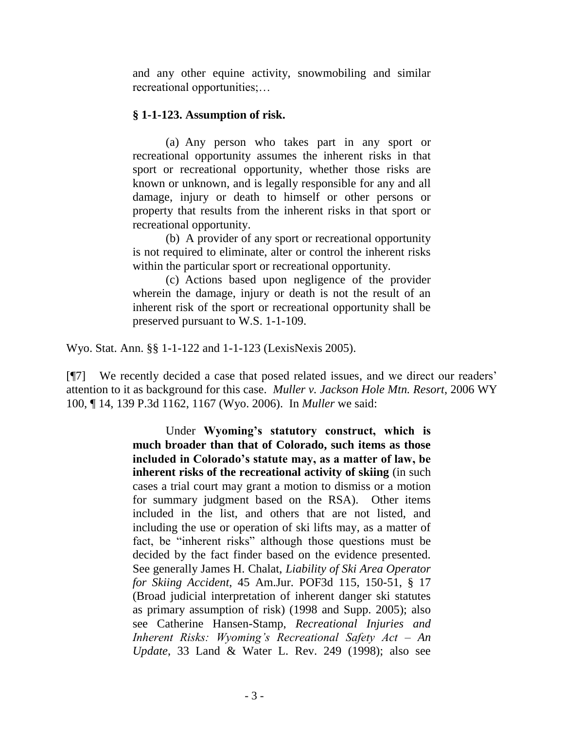> and any other equine activity, snowmobiling and similar recreational opportunities;…
>
> **§ 1-1-123. Assumption of risk.**
>
> (a) Any person who takes part in any sport or recreational opportunity assumes the inherent risks in that sport or recreational opportunity, whether those risks are known or unknown, and is legally responsible for any and all damage, injury or death to himself or other persons or property that results from the inherent risks in that sport or recreational opportunity.
>
> (b) A provider of any sport or recreational opportunity is not required to eliminate, alter or control the inherent risks within the particular sport or recreational opportunity.
>
> (c) Actions based upon negligence of the provider wherein the damage, injury or death is not the result of an inherent risk of the sport or recreational opportunity shall be preserved pursuant to W.S. 1-1-109.

Wyo. Stat. Ann. §§ 1-1-122 and 1-1-123 (LexisNexis 2005).

[¶7] We recently decided a case that posed related issues, and we direct our readers' attention to it as background for this case. *Muller v. Jackson Hole Mtn. Resort*, 2006 WY 100, ¶ 14, 139 P.3d 1162, 1167 (Wyo. 2006). In *Muller* we said:

> Under **Wyoming's statutory construct, which is much broader than that of Colorado, such items as those included in Colorado's statute may, as a matter of law, be inherent risks of the recreational activity of skiing** (in such cases a trial court may grant a motion to dismiss or a motion for summary judgment based on the RSA). Other items included in the list, and others that are not listed, and including the use or operation of ski lifts may, as a matter of fact, be "inherent risks" although those questions must be decided by the fact finder based on the evidence presented. See generally James H. Chalat, *Liability of Ski Area Operator for Skiing Accident*, 45 Am.Jur. POF3d 115, 150-51, § 17 (Broad judicial interpretation of inherent danger ski statutes as primary assumption of risk) (1998 and Supp. 2005); also see Catherine Hansen-Stamp, *Recreational Injuries and Inherent Risks: Wyoming's Recreational Safety Act – An Update*, 33 Land & Water L. Rev. 249 (1998); also see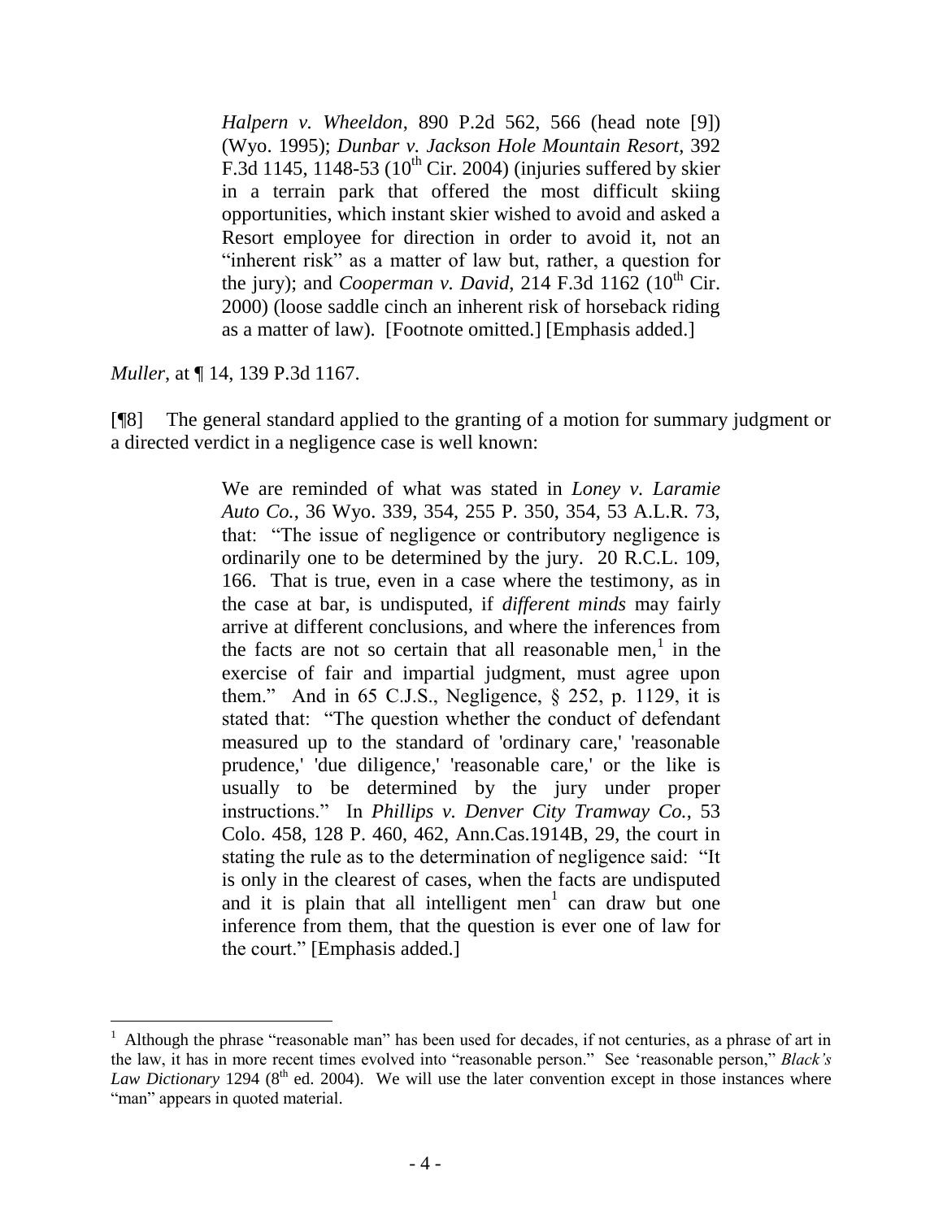> *Halpern v. Wheeldon*, 890 P.2d 562, 566 (head note [9]) (Wyo. 1995); *Dunbar v. Jackson Hole Mountain Resort*, 392 F.3d 1145, 1148-53 (10th Cir. 2004) (injuries suffered by skier in a terrain park that offered the most difficult skiing opportunities, which instant skier wished to avoid and asked a Resort employee for direction in order to avoid it, not an "inherent risk" as a matter of law but, rather, a question for the jury); and *Cooperman v. David*, 214 F.3d 1162 (10th Cir. 2000) (loose saddle cinch an inherent risk of horseback riding as a matter of law). [Footnote omitted.] [Emphasis added.]

*Muller*, at ¶ 14, 139 P.3d 1167.

[¶8] The general standard applied to the granting of a motion for summary judgment or a directed verdict in a negligence case is well known:

> We are reminded of what was stated in *Loney v. Laramie Auto Co.*, 36 Wyo. 339, 354, 255 P. 350, 354, 53 A.L.R. 73, that: "The issue of negligence or contributory negligence is ordinarily one to be determined by the jury. 20 R.C.L. 109, 166. That is true, even in a case where the testimony, as in the case at bar, is undisputed, if *different minds* may fairly arrive at different conclusions, and where the inferences from the facts are not so certain that all reasonable men,[1] in the exercise of fair and impartial judgment, must agree upon them." And in 65 C.J.S., Negligence, § 252, p. 1129, it is stated that: "The question whether the conduct of defendant measured up to the standard of 'ordinary care,' 'reasonable prudence,' 'due diligence,' 'reasonable care,' or the like is usually to be determined by the jury under proper instructions." In *Phillips v. Denver City Tramway Co.*, 53 Colo. 458, 128 P. 460, 462, Ann.Cas.1914B, 29, the court in stating the rule as to the determination of negligence said: "It is only in the clearest of cases, when the facts are undisputed and it is plain that all intelligent men[1] can draw but one inference from them, that the question is ever one of law for the court." [Emphasis added.]

[1] Although the phrase "reasonable man" has been used for decades, if not centuries, as a phrase of art in the law, it has in more recent times evolved into "reasonable person." See 'reasonable person," *Black's Law Dictionary* 1294 (8th ed. 2004). We will use the later convention except in those instances where "man" appears in quoted material.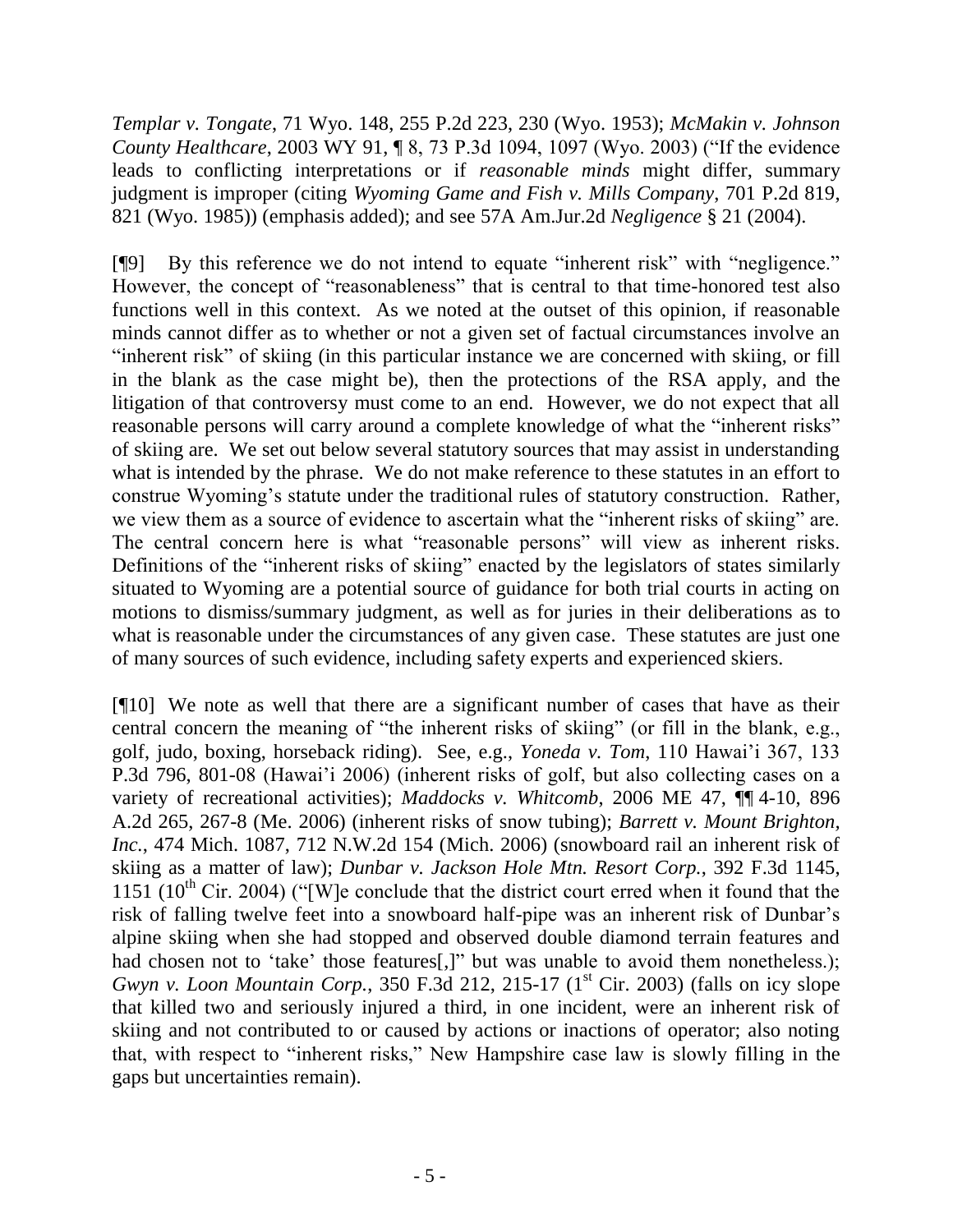*Templar v. Tongate*, 71 Wyo. 148, 255 P.2d 223, 230 (Wyo. 1953); *McMakin v. Johnson County Healthcare*, 2003 WY 91, ¶ 8, 73 P.3d 1094, 1097 (Wyo. 2003) ("If the evidence leads to conflicting interpretations or if *reasonable minds* might differ, summary judgment is improper (citing *Wyoming Game and Fish v. Mills Company*, 701 P.2d 819, 821 (Wyo. 1985)) (emphasis added); and see 57A Am.Jur.2d *Negligence* § 21 (2004).

[¶9] By this reference we do not intend to equate "inherent risk" with "negligence." However, the concept of "reasonableness" that is central to that time-honored test also functions well in this context. As we noted at the outset of this opinion, if reasonable minds cannot differ as to whether or not a given set of factual circumstances involve an "inherent risk" of skiing (in this particular instance we are concerned with skiing, or fill in the blank as the case might be), then the protections of the RSA apply, and the litigation of that controversy must come to an end. However, we do not expect that all reasonable persons will carry around a complete knowledge of what the "inherent risks" of skiing are. We set out below several statutory sources that may assist in understanding what is intended by the phrase. We do not make reference to these statutes in an effort to construe Wyoming's statute under the traditional rules of statutory construction. Rather, we view them as a source of evidence to ascertain what the "inherent risks of skiing" are. The central concern here is what "reasonable persons" will view as inherent risks. Definitions of the "inherent risks of skiing" enacted by the legislators of states similarly situated to Wyoming are a potential source of guidance for both trial courts in acting on motions to dismiss/summary judgment, as well as for juries in their deliberations as to what is reasonable under the circumstances of any given case. These statutes are just one of many sources of such evidence, including safety experts and experienced skiers.

[¶10] We note as well that there are a significant number of cases that have as their central concern the meaning of "the inherent risks of skiing" (or fill in the blank, e.g., golf, judo, boxing, horseback riding). See, e.g., *Yoneda v. Tom*, 110 Hawai'i 367, 133 P.3d 796, 801-08 (Hawai'i 2006) (inherent risks of golf, but also collecting cases on a variety of recreational activities); *Maddocks v. Whitcomb*, 2006 ME 47, ¶¶ 4-10, 896 A.2d 265, 267-8 (Me. 2006) (inherent risks of snow tubing); *Barrett v. Mount Brighton, Inc.*, 474 Mich. 1087, 712 N.W.2d 154 (Mich. 2006) (snowboard rail an inherent risk of skiing as a matter of law); *Dunbar v. Jackson Hole Mtn. Resort Corp.*, 392 F.3d 1145, 1151 (10th Cir. 2004) ("[W]e conclude that the district court erred when it found that the risk of falling twelve feet into a snowboard half-pipe was an inherent risk of Dunbar's alpine skiing when she had stopped and observed double diamond terrain features and had chosen not to 'take' those features[,]" but was unable to avoid them nonetheless.); *Gwyn v. Loon Mountain Corp.*, 350 F.3d 212, 215-17 (1st Cir. 2003) (falls on icy slope that killed two and seriously injured a third, in one incident, were an inherent risk of skiing and not contributed to or caused by actions or inactions of operator; also noting that, with respect to "inherent risks," New Hampshire case law is slowly filling in the gaps but uncertainties remain).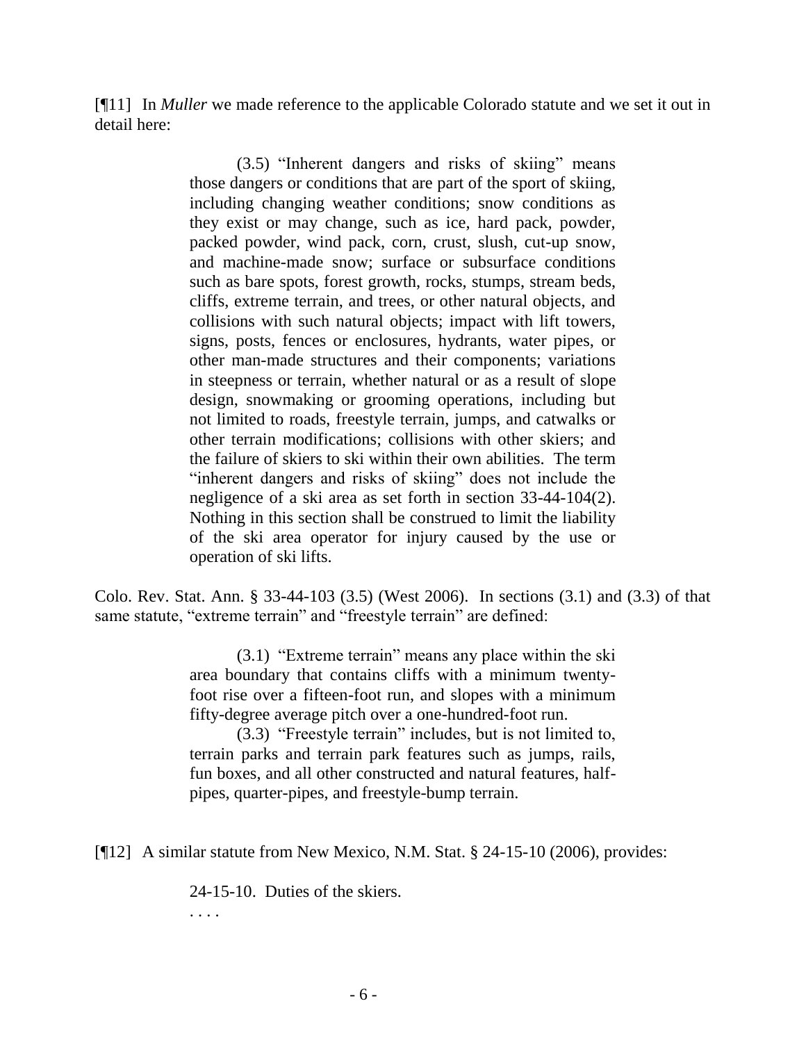[¶11] In *Muller* we made reference to the applicable Colorado statute and we set it out in detail here:

> (3.5) "Inherent dangers and risks of skiing" means those dangers or conditions that are part of the sport of skiing, including changing weather conditions; snow conditions as they exist or may change, such as ice, hard pack, powder, packed powder, wind pack, corn, crust, slush, cut-up snow, and machine-made snow; surface or subsurface conditions such as bare spots, forest growth, rocks, stumps, stream beds, cliffs, extreme terrain, and trees, or other natural objects, and collisions with such natural objects; impact with lift towers, signs, posts, fences or enclosures, hydrants, water pipes, or other man-made structures and their components; variations in steepness or terrain, whether natural or as a result of slope design, snowmaking or grooming operations, including but not limited to roads, freestyle terrain, jumps, and catwalks or other terrain modifications; collisions with other skiers; and the failure of skiers to ski within their own abilities. The term "inherent dangers and risks of skiing" does not include the negligence of a ski area as set forth in section 33-44-104(2). Nothing in this section shall be construed to limit the liability of the ski area operator for injury caused by the use or operation of ski lifts.

Colo. Rev. Stat. Ann. § 33-44-103 (3.5) (West 2006). In sections (3.1) and (3.3) of that same statute, "extreme terrain" and "freestyle terrain" are defined:

> (3.1) "Extreme terrain" means any place within the ski area boundary that contains cliffs with a minimum twenty-foot rise over a fifteen-foot run, and slopes with a minimum fifty-degree average pitch over a one-hundred-foot run.
>
> (3.3) "Freestyle terrain" includes, but is not limited to, terrain parks and terrain park features such as jumps, rails, fun boxes, and all other constructed and natural features, half-pipes, quarter-pipes, and freestyle-bump terrain.

[¶12] A similar statute from New Mexico, N.M. Stat. § 24-15-10 (2006), provides:

> 24-15-10. Duties of the skiers.
>
> . . . .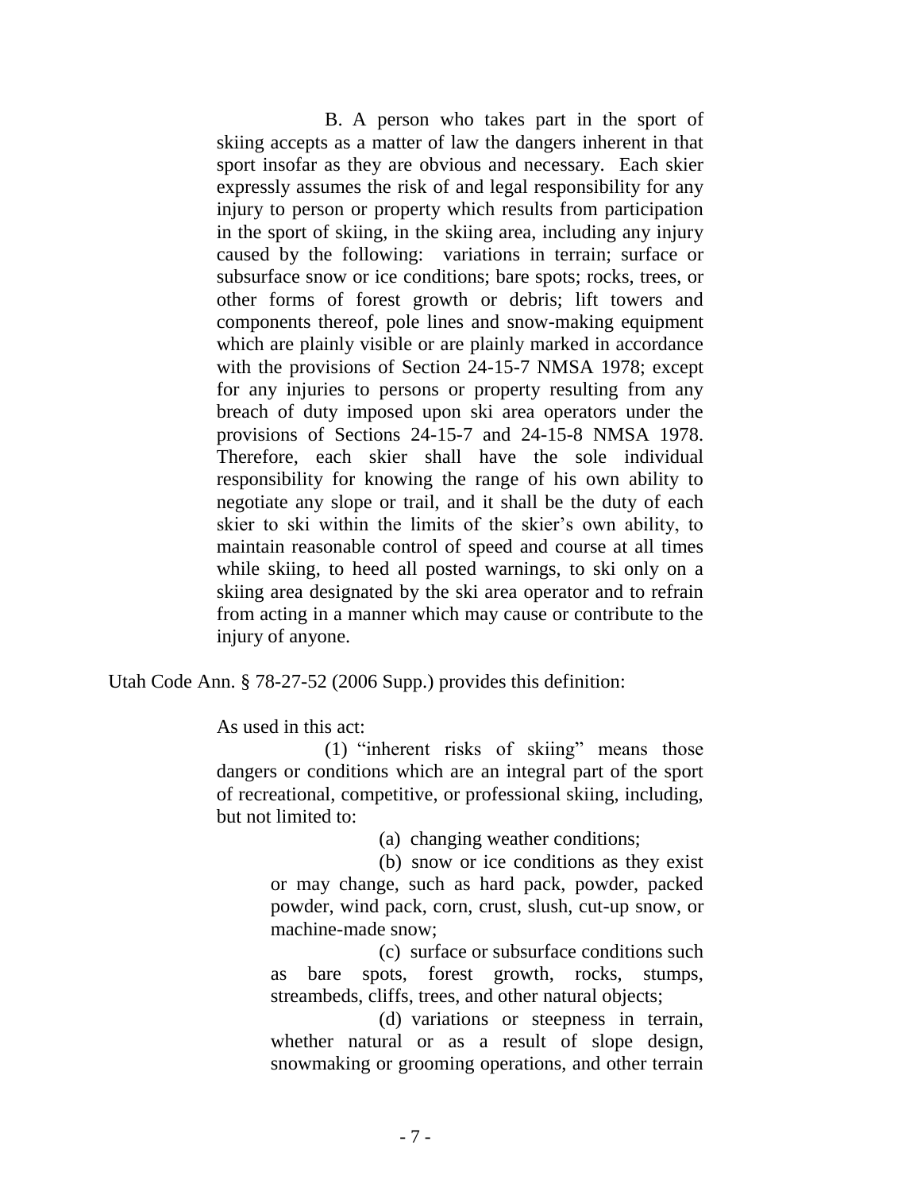> B. A person who takes part in the sport of skiing accepts as a matter of law the dangers inherent in that sport insofar as they are obvious and necessary. Each skier expressly assumes the risk of and legal responsibility for any injury to person or property which results from participation in the sport of skiing, in the skiing area, including any injury caused by the following: variations in terrain; surface or subsurface snow or ice conditions; bare spots; rocks, trees, or other forms of forest growth or debris; lift towers and components thereof, pole lines and snow-making equipment which are plainly visible or are plainly marked in accordance with the provisions of Section 24-15-7 NMSA 1978; except for any injuries to persons or property resulting from any breach of duty imposed upon ski area operators under the provisions of Sections 24-15-7 and 24-15-8 NMSA 1978. Therefore, each skier shall have the sole individual responsibility for knowing the range of his own ability to negotiate any slope or trail, and it shall be the duty of each skier to ski within the limits of the skier's own ability, to maintain reasonable control of speed and course at all times while skiing, to heed all posted warnings, to ski only on a skiing area designated by the ski area operator and to refrain from acting in a manner which may cause or contribute to the injury of anyone.

Utah Code Ann. § 78-27-52 (2006 Supp.) provides this definition:

> As used in this act:
>
> (1) "inherent risks of skiing" means those dangers or conditions which are an integral part of the sport of recreational, competitive, or professional skiing, including, but not limited to:
>
> (a) changing weather conditions;
>
> (b) snow or ice conditions as they exist or may change, such as hard pack, powder, packed powder, wind pack, corn, crust, slush, cut-up snow, or machine-made snow;
>
> (c) surface or subsurface conditions such as bare spots, forest growth, rocks, stumps, streambeds, cliffs, trees, and other natural objects;
>
> (d) variations or steepness in terrain, whether natural or as a result of slope design, snowmaking or grooming operations, and other terrain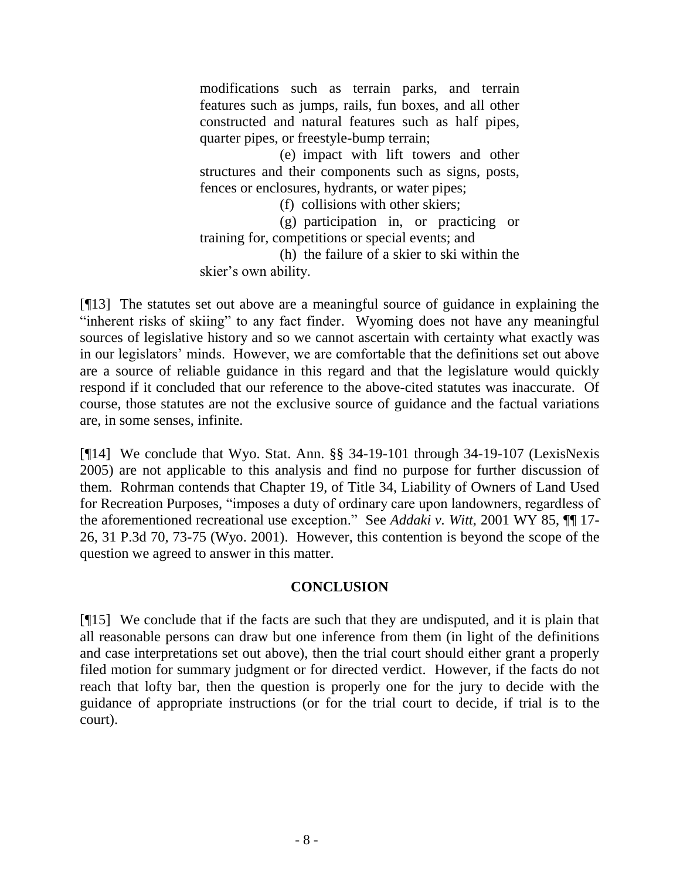> modifications such as terrain parks, and terrain features such as jumps, rails, fun boxes, and all other constructed and natural features such as half pipes, quarter pipes, or freestyle-bump terrain;
>
> (e) impact with lift towers and other structures and their components such as signs, posts, fences or enclosures, hydrants, or water pipes;
>
> (f) collisions with other skiers;
>
> (g) participation in, or practicing or training for, competitions or special events; and
>
> (h) the failure of a skier to ski within the skier's own ability.

[¶13] The statutes set out above are a meaningful source of guidance in explaining the "inherent risks of skiing" to any fact finder. Wyoming does not have any meaningful sources of legislative history and so we cannot ascertain with certainty what exactly was in our legislators' minds. However, we are comfortable that the definitions set out above are a source of reliable guidance in this regard and that the legislature would quickly respond if it concluded that our reference to the above-cited statutes was inaccurate. Of course, those statutes are not the exclusive source of guidance and the factual variations are, in some senses, infinite.

[¶14] We conclude that Wyo. Stat. Ann. §§ 34-19-101 through 34-19-107 (LexisNexis 2005) are not applicable to this analysis and find no purpose for further discussion of them. Rohrman contends that Chapter 19, of Title 34, Liability of Owners of Land Used for Recreation Purposes, "imposes a duty of ordinary care upon landowners, regardless of the aforementioned recreational use exception." See *Addaki v. Witt*, 2001 WY 85, ¶¶ 17-26, 31 P.3d 70, 73-75 (Wyo. 2001). However, this contention is beyond the scope of the question we agreed to answer in this matter.

## CONCLUSION

[¶15] We conclude that if the facts are such that they are undisputed, and it is plain that all reasonable persons can draw but one inference from them (in light of the definitions and case interpretations set out above), then the trial court should either grant a properly filed motion for summary judgment or for directed verdict. However, if the facts do not reach that lofty bar, then the question is properly one for the jury to decide with the guidance of appropriate instructions (or for the trial court to decide, if trial is to the court).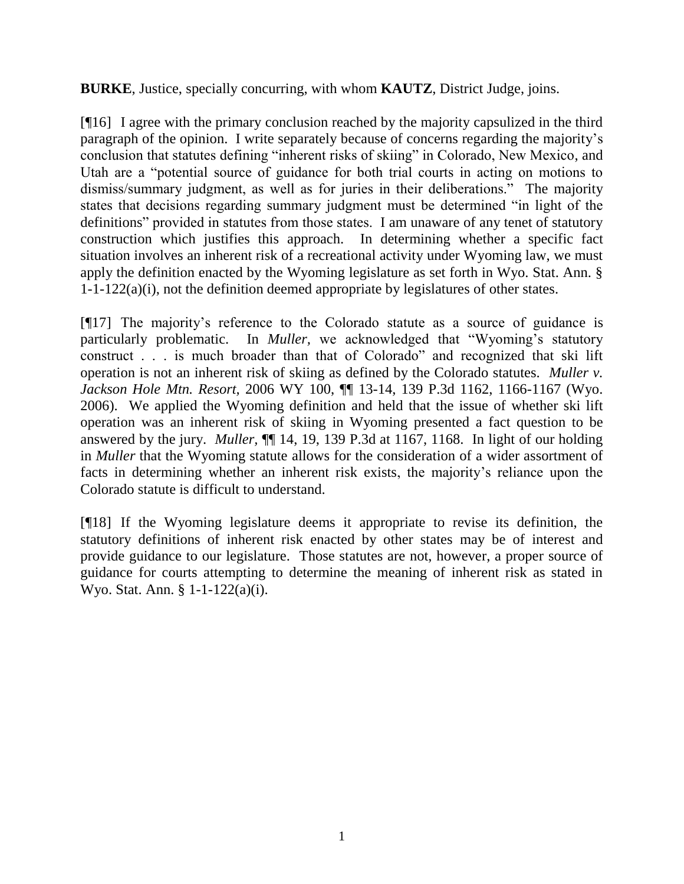**BURKE**, Justice, specially concurring, with whom **KAUTZ**, District Judge, joins.

[¶16] I agree with the primary conclusion reached by the majority capsulized in the third paragraph of the opinion. I write separately because of concerns regarding the majority's conclusion that statutes defining "inherent risks of skiing" in Colorado, New Mexico, and Utah are a "potential source of guidance for both trial courts in acting on motions to dismiss/summary judgment, as well as for juries in their deliberations." The majority states that decisions regarding summary judgment must be determined "in light of the definitions" provided in statutes from those states. I am unaware of any tenet of statutory construction which justifies this approach. In determining whether a specific fact situation involves an inherent risk of a recreational activity under Wyoming law, we must apply the definition enacted by the Wyoming legislature as set forth in Wyo. Stat. Ann. § 1-1-122(a)(i), not the definition deemed appropriate by legislatures of other states.

[¶17] The majority's reference to the Colorado statute as a source of guidance is particularly problematic. In *Muller*, we acknowledged that "Wyoming's statutory construct . . . is much broader than that of Colorado" and recognized that ski lift operation is not an inherent risk of skiing as defined by the Colorado statutes. *Muller v. Jackson Hole Mtn. Resort*, 2006 WY 100, ¶¶ 13-14, 139 P.3d 1162, 1166-1167 (Wyo. 2006). We applied the Wyoming definition and held that the issue of whether ski lift operation was an inherent risk of skiing in Wyoming presented a fact question to be answered by the jury. *Muller*, ¶¶ 14, 19, 139 P.3d at 1167, 1168. In light of our holding in *Muller* that the Wyoming statute allows for the consideration of a wider assortment of facts in determining whether an inherent risk exists, the majority's reliance upon the Colorado statute is difficult to understand.

[¶18] If the Wyoming legislature deems it appropriate to revise its definition, the statutory definitions of inherent risk enacted by other states may be of interest and provide guidance to our legislature. Those statutes are not, however, a proper source of guidance for courts attempting to determine the meaning of inherent risk as stated in Wyo. Stat. Ann. § 1-1-122(a)(i).